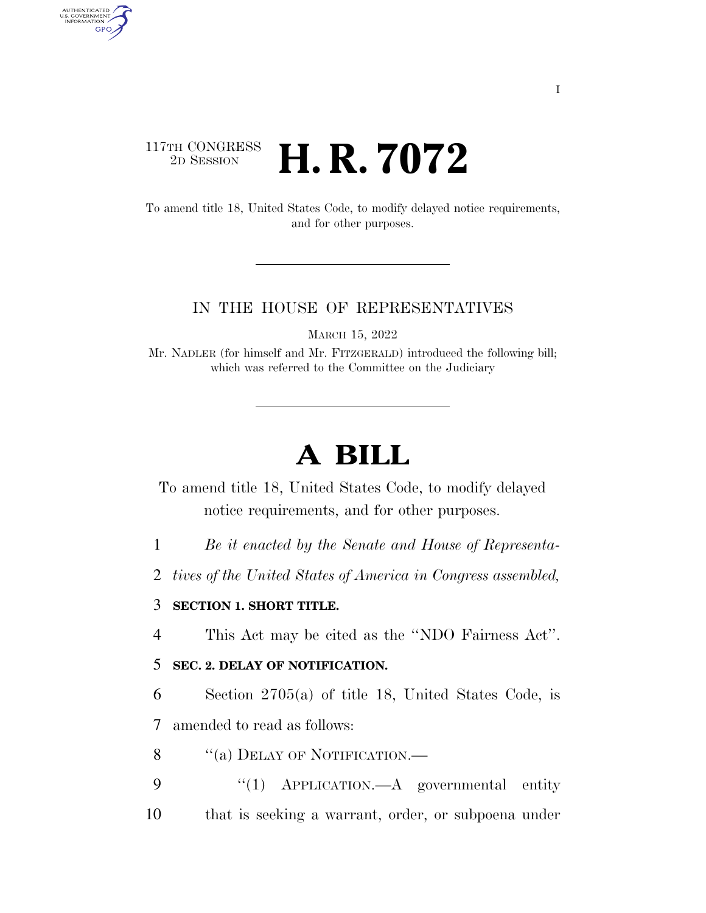117TH CONGRESS
2D SESSION

# H. R. 7072

To amend title 18, United States Code, to modify delayed notice requirements, and for other purposes.

---

IN THE HOUSE OF REPRESENTATIVES

MARCH 15, 2022

Mr. NADLER (for himself and Mr. FITZGERALD) introduced the following bill; which was referred to the Committee on the Judiciary

---

# A BILL

To amend title 18, United States Code, to modify delayed notice requirements, and for other purposes.

1 *Be it enacted by the Senate and House of Representa-*
2 *tives of the United States of America in Congress assembled,*

3 **SECTION 1. SHORT TITLE.**

4 This Act may be cited as the ''NDO Fairness Act''.

5 **SEC. 2. DELAY OF NOTIFICATION.**

6 Section 2705(a) of title 18, United States Code, is
7 amended to read as follows:

8 ''(a) DELAY OF NOTIFICATION.—

9 ''(1) APPLICATION.—A governmental entity
10 that is seeking a warrant, order, or subpoena under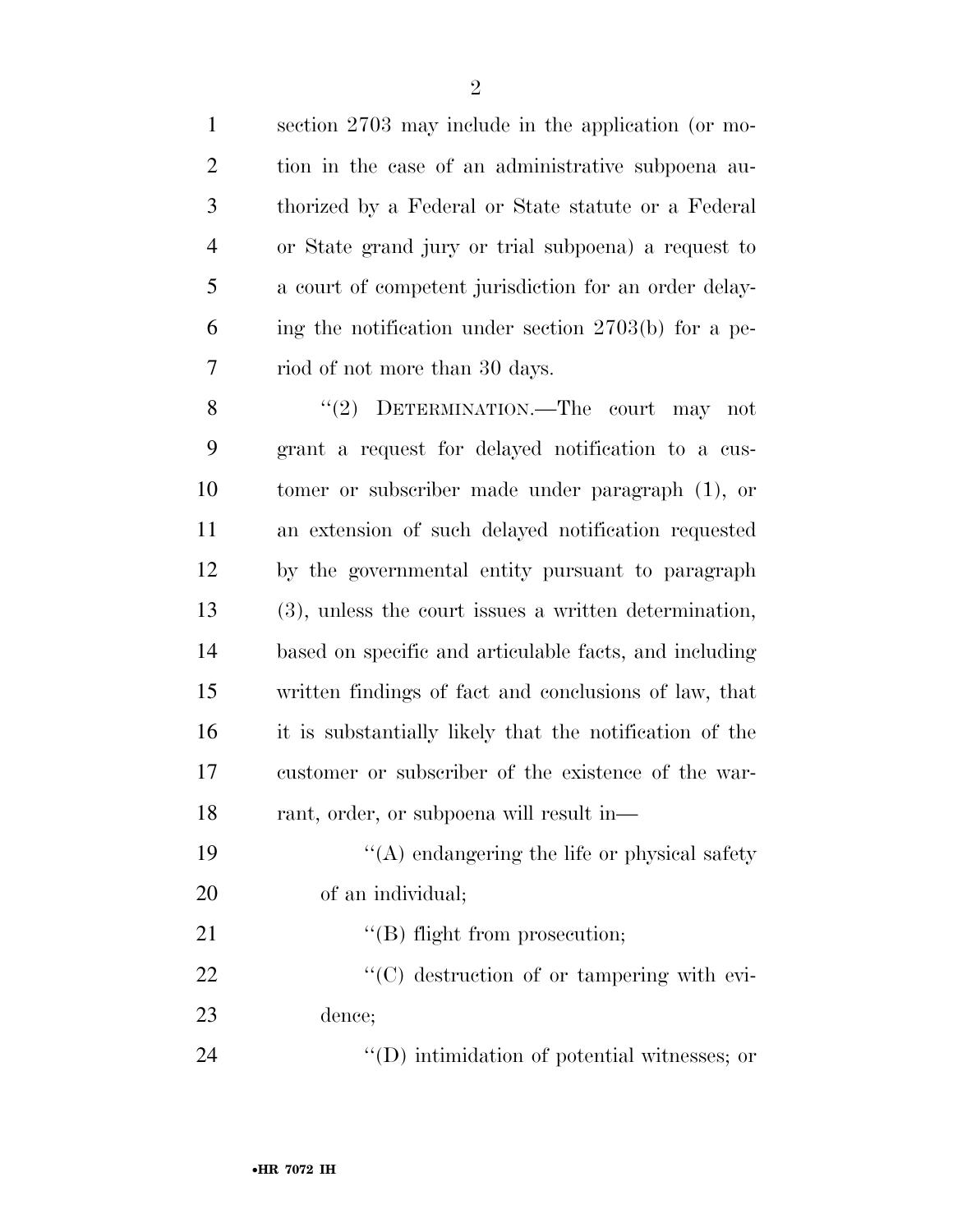section 2703 may include in the application (or motion in the case of an administrative subpoena authorized by a Federal or State statute or a Federal or State grand jury or trial subpoena) a request to a court of competent jurisdiction for an order delaying the notification under section 2703(b) for a period of not more than 30 days.

''(2) DETERMINATION.—The court may not grant a request for delayed notification to a customer or subscriber made under paragraph (1), or an extension of such delayed notification requested by the governmental entity pursuant to paragraph (3), unless the court issues a written determination, based on specific and articulable facts, and including written findings of fact and conclusions of law, that it is substantially likely that the notification of the customer or subscriber of the existence of the warrant, order, or subpoena will result in—

''(A) endangering the life or physical safety of an individual;

''(B) flight from prosecution;

''(C) destruction of or tampering with evidence;

''(D) intimidation of potential witnesses; or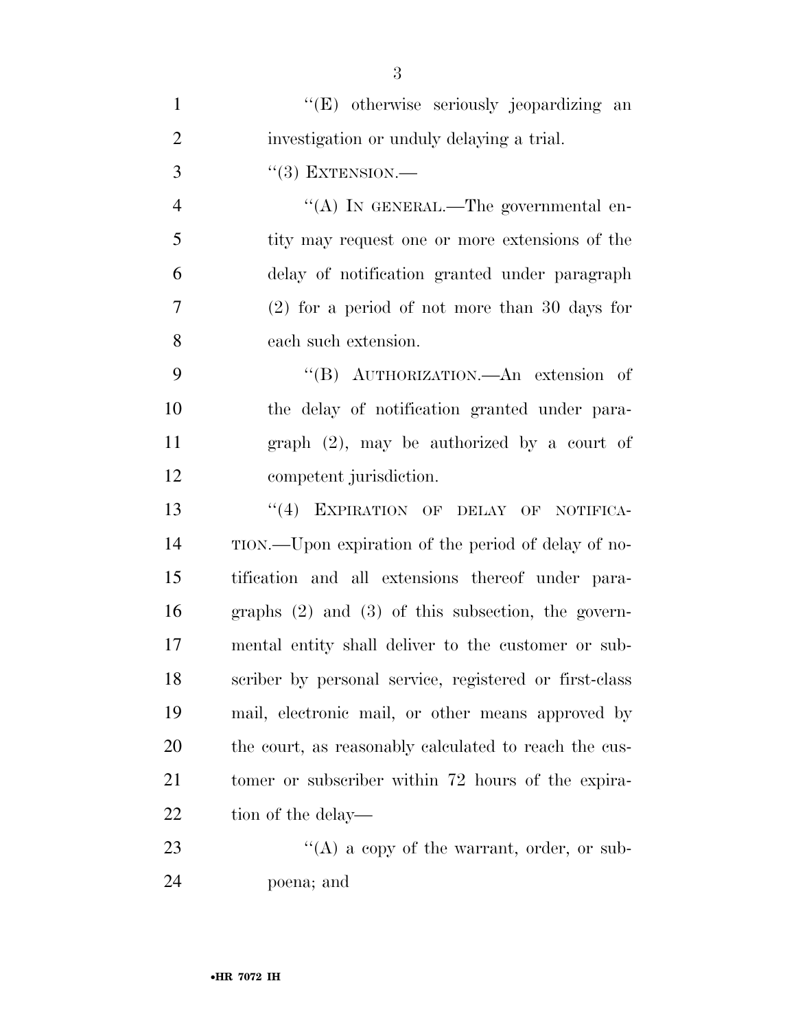''(E) otherwise seriously jeopardizing an investigation or unduly delaying a trial.

''(3) EXTENSION.—

''(A) IN GENERAL.—The governmental entity may request one or more extensions of the delay of notification granted under paragraph (2) for a period of not more than 30 days for each such extension.

''(B) AUTHORIZATION.—An extension of the delay of notification granted under paragraph (2), may be authorized by a court of competent jurisdiction.

''(4) EXPIRATION OF DELAY OF NOTIFICATION.—Upon expiration of the period of delay of notification and all extensions thereof under paragraphs (2) and (3) of this subsection, the governmental entity shall deliver to the customer or subscriber by personal service, registered or first-class mail, electronic mail, or other means approved by the court, as reasonably calculated to reach the customer or subscriber within 72 hours of the expiration of the delay—

''(A) a copy of the warrant, order, or subpoena; and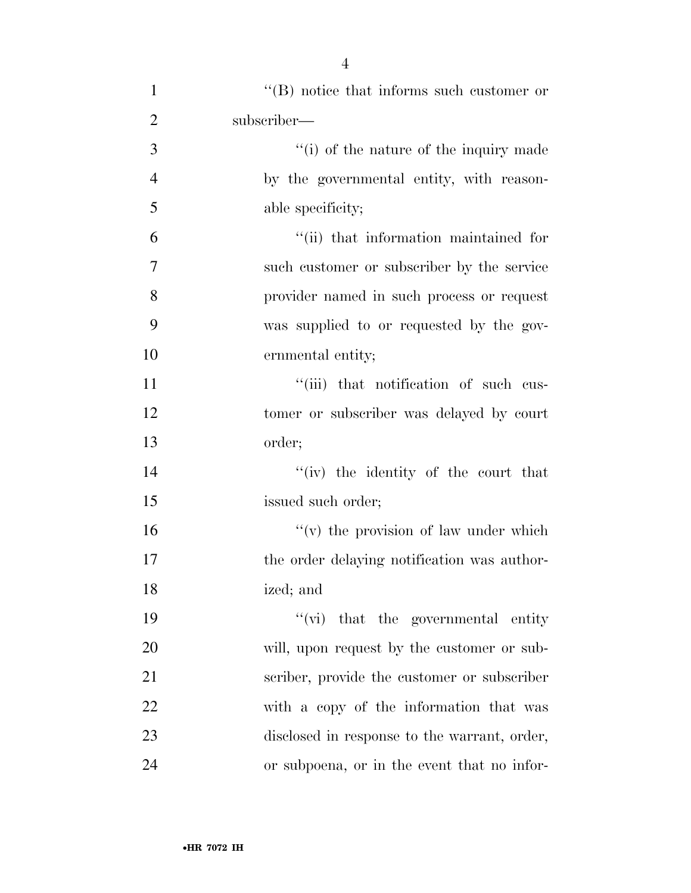''(B) notice that informs such customer or subscriber—

''(i) of the nature of the inquiry made by the governmental entity, with reasonable specificity;

''(ii) that information maintained for such customer or subscriber by the service provider named in such process or request was supplied to or requested by the governmental entity;

''(iii) that notification of such customer or subscriber was delayed by court order;

''(iv) the identity of the court that issued such order;

''(v) the provision of law under which the order delaying notification was authorized; and

''(vi) that the governmental entity will, upon request by the customer or subscriber, provide the customer or subscriber with a copy of the information that was disclosed in response to the warrant, order, or subpoena, or in the event that no infor-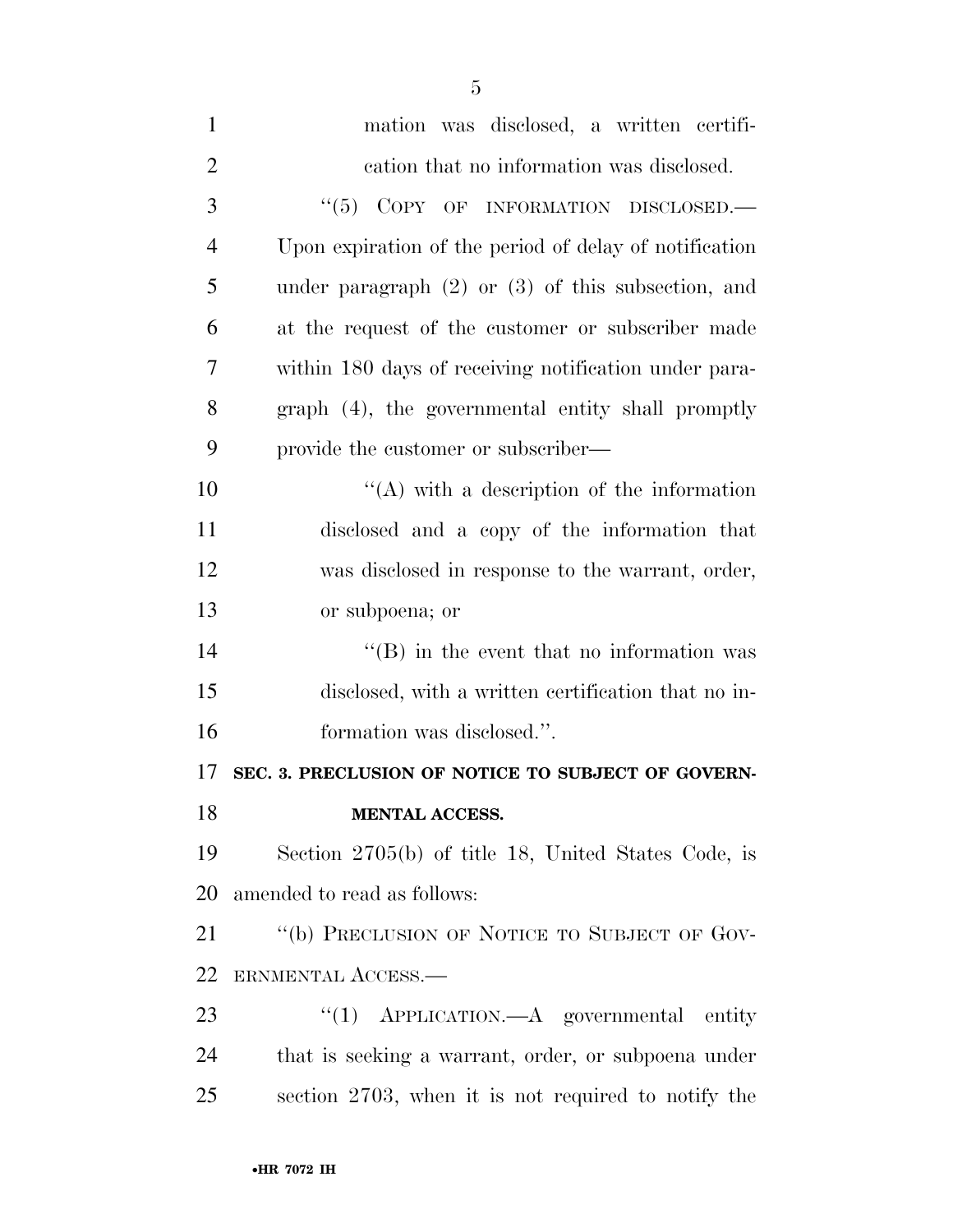mation was disclosed, a written certification that no information was disclosed.

"(5) COPY OF INFORMATION DISCLOSED.—Upon expiration of the period of delay of notification under paragraph (2) or (3) of this subsection, and at the request of the customer or subscriber made within 180 days of receiving notification under paragraph (4), the governmental entity shall promptly provide the customer or subscriber—

"(A) with a description of the information disclosed and a copy of the information that was disclosed in response to the warrant, order, or subpoena; or

"(B) in the event that no information was disclosed, with a written certification that no information was disclosed.".

**SEC. 3. PRECLUSION OF NOTICE TO SUBJECT OF GOVERNMENTAL ACCESS.**

Section 2705(b) of title 18, United States Code, is amended to read as follows:

"(b) PRECLUSION OF NOTICE TO SUBJECT OF GOVERNMENTAL ACCESS.—

"(1) APPLICATION.—A governmental entity that is seeking a warrant, order, or subpoena under section 2703, when it is not required to notify the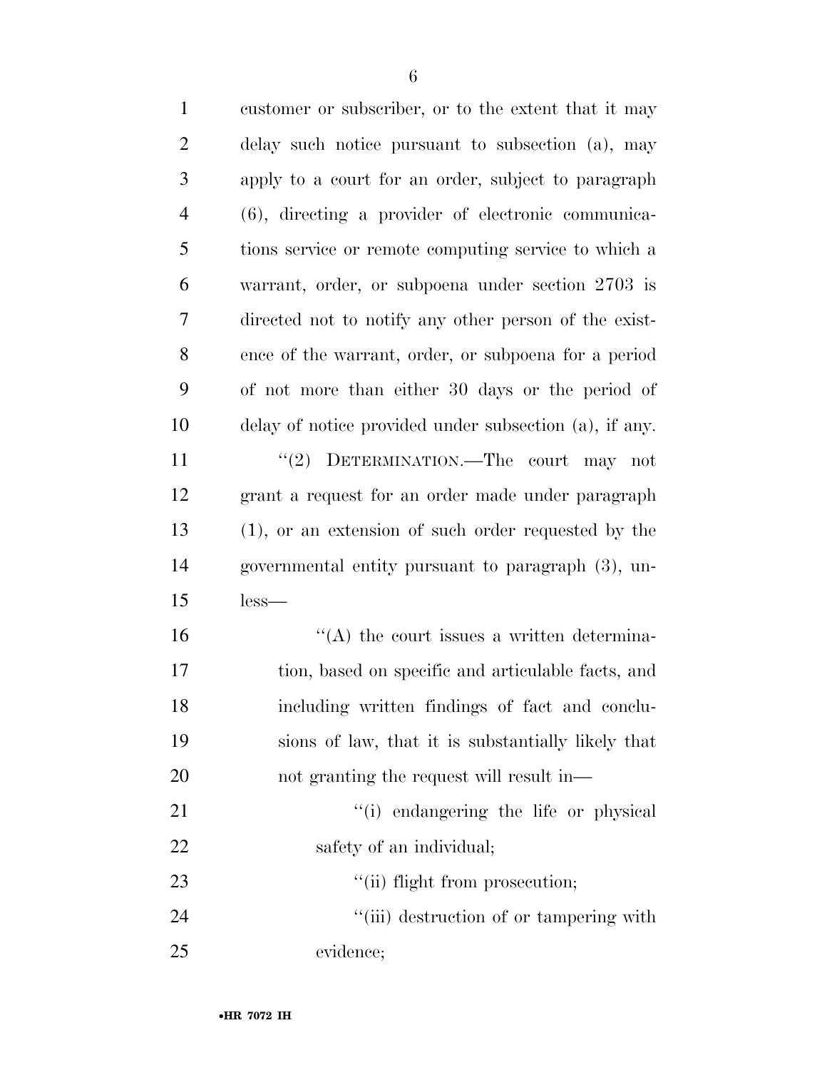customer or subscriber, or to the extent that it may delay such notice pursuant to subsection (a), may apply to a court for an order, subject to paragraph (6), directing a provider of electronic communications service or remote computing service to which a warrant, order, or subpoena under section 2703 is directed not to notify any other person of the existence of the warrant, order, or subpoena for a period of not more than either 30 days or the period of delay of notice provided under subsection (a), if any.

''(2) DETERMINATION.—The court may not grant a request for an order made under paragraph (1), or an extension of such order requested by the governmental entity pursuant to paragraph (3), unless—

''(A) the court issues a written determination, based on specific and articulable facts, and including written findings of fact and conclusions of law, that it is substantially likely that not granting the request will result in—

''(i) endangering the life or physical safety of an individual;

''(ii) flight from prosecution;

''(iii) destruction of or tampering with evidence;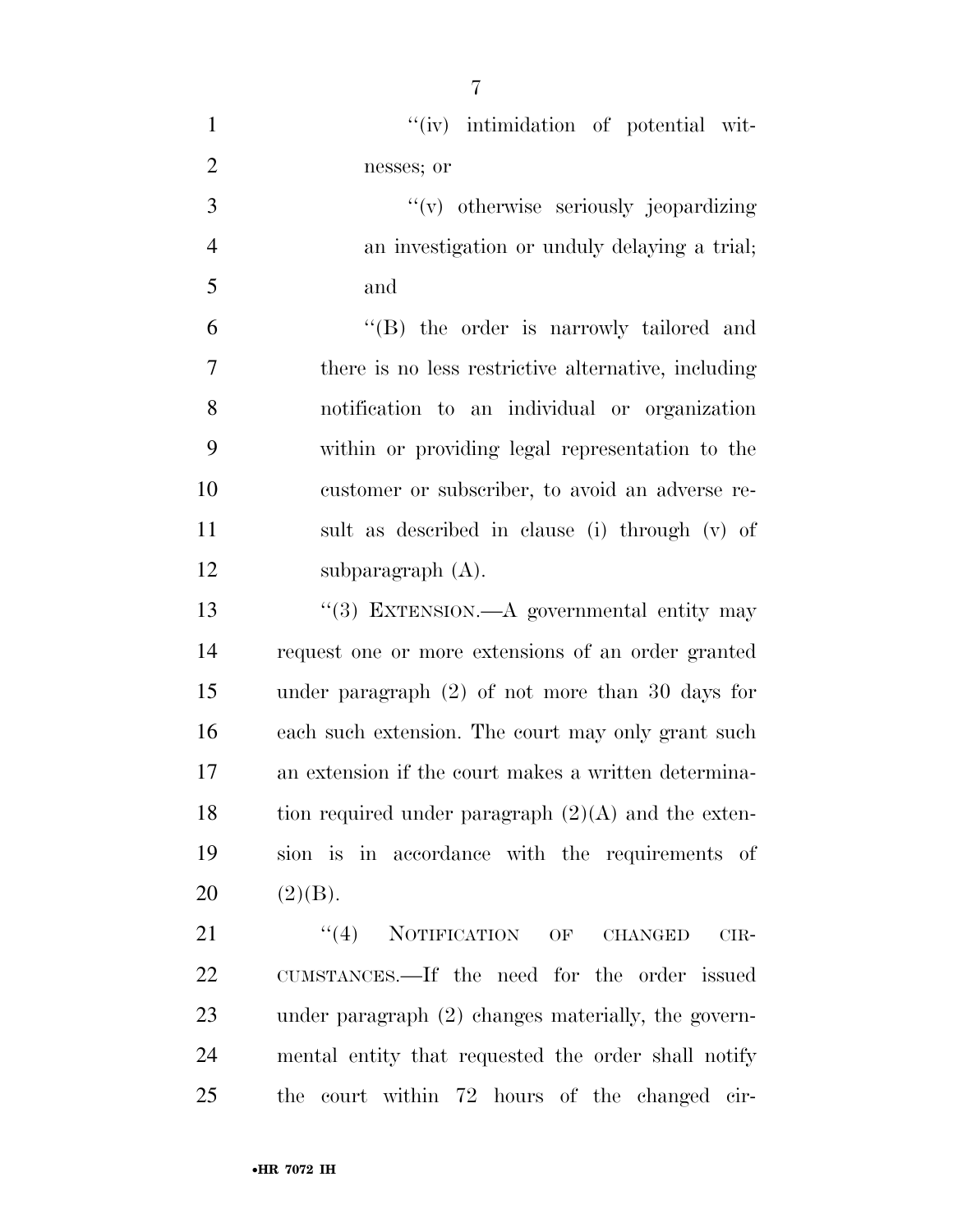''(iv) intimidation of potential witnesses; or

''(v) otherwise seriously jeopardizing an investigation or unduly delaying a trial; and

''(B) the order is narrowly tailored and there is no less restrictive alternative, including notification to an individual or organization within or providing legal representation to the customer or subscriber, to avoid an adverse result as described in clause (i) through (v) of subparagraph (A).

''(3) EXTENSION.—A governmental entity may request one or more extensions of an order granted under paragraph (2) of not more than 30 days for each such extension. The court may only grant such an extension if the court makes a written determination required under paragraph (2)(A) and the extension is in accordance with the requirements of (2)(B).

''(4) NOTIFICATION OF CHANGED CIRCUMSTANCES.—If the need for the order issued under paragraph (2) changes materially, the governmental entity that requested the order shall notify the court within 72 hours of the changed cir-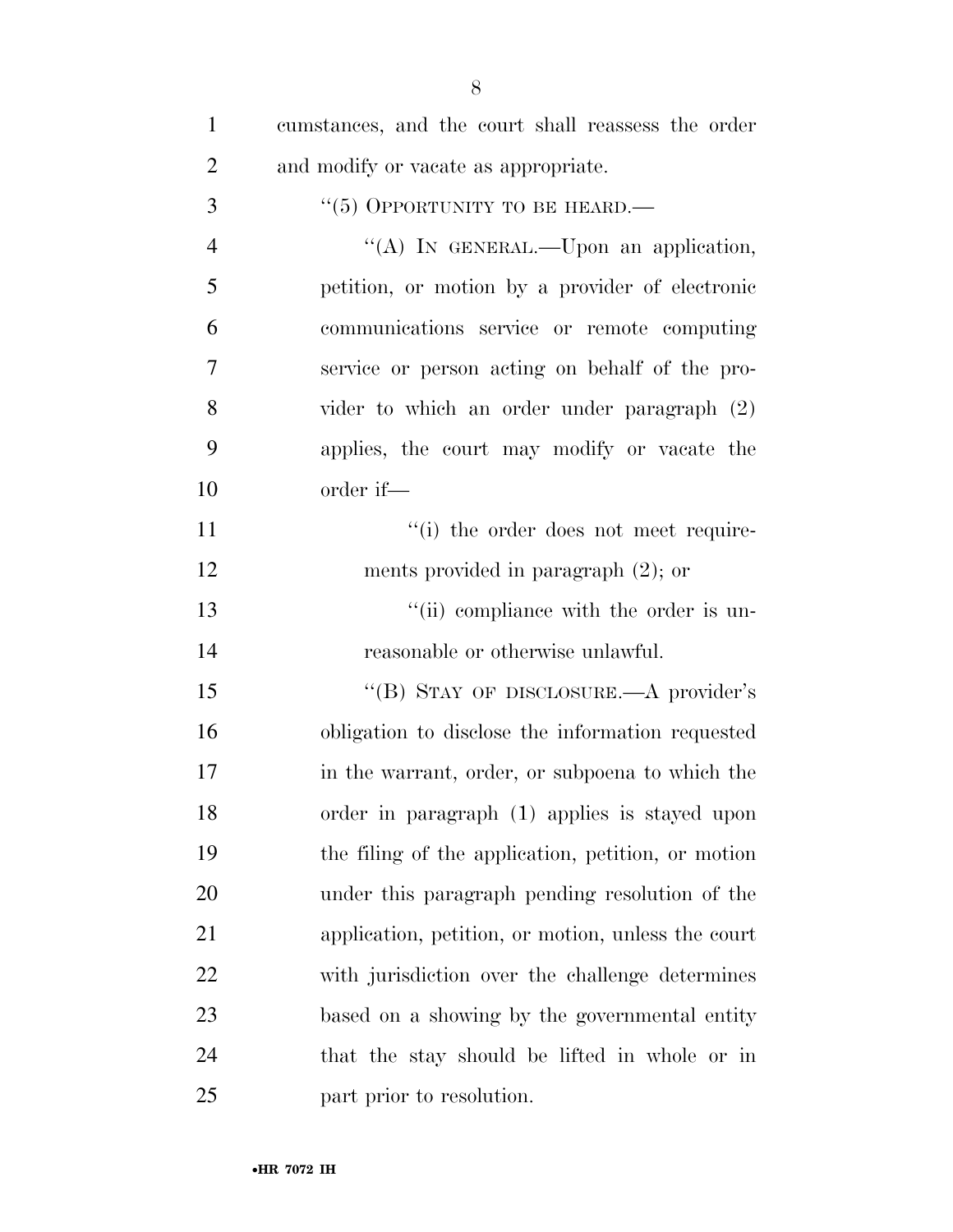cumstances, and the court shall reassess the order and modify or vacate as appropriate.

"(5) OPPORTUNITY TO BE HEARD.—

"(A) IN GENERAL.—Upon an application, petition, or motion by a provider of electronic communications service or remote computing service or person acting on behalf of the provider to which an order under paragraph (2) applies, the court may modify or vacate the order if—

"(i) the order does not meet requirements provided in paragraph (2); or

"(ii) compliance with the order is unreasonable or otherwise unlawful.

"(B) STAY OF DISCLOSURE.—A provider's obligation to disclose the information requested in the warrant, order, or subpoena to which the order in paragraph (1) applies is stayed upon the filing of the application, petition, or motion under this paragraph pending resolution of the application, petition, or motion, unless the court with jurisdiction over the challenge determines based on a showing by the governmental entity that the stay should be lifted in whole or in part prior to resolution.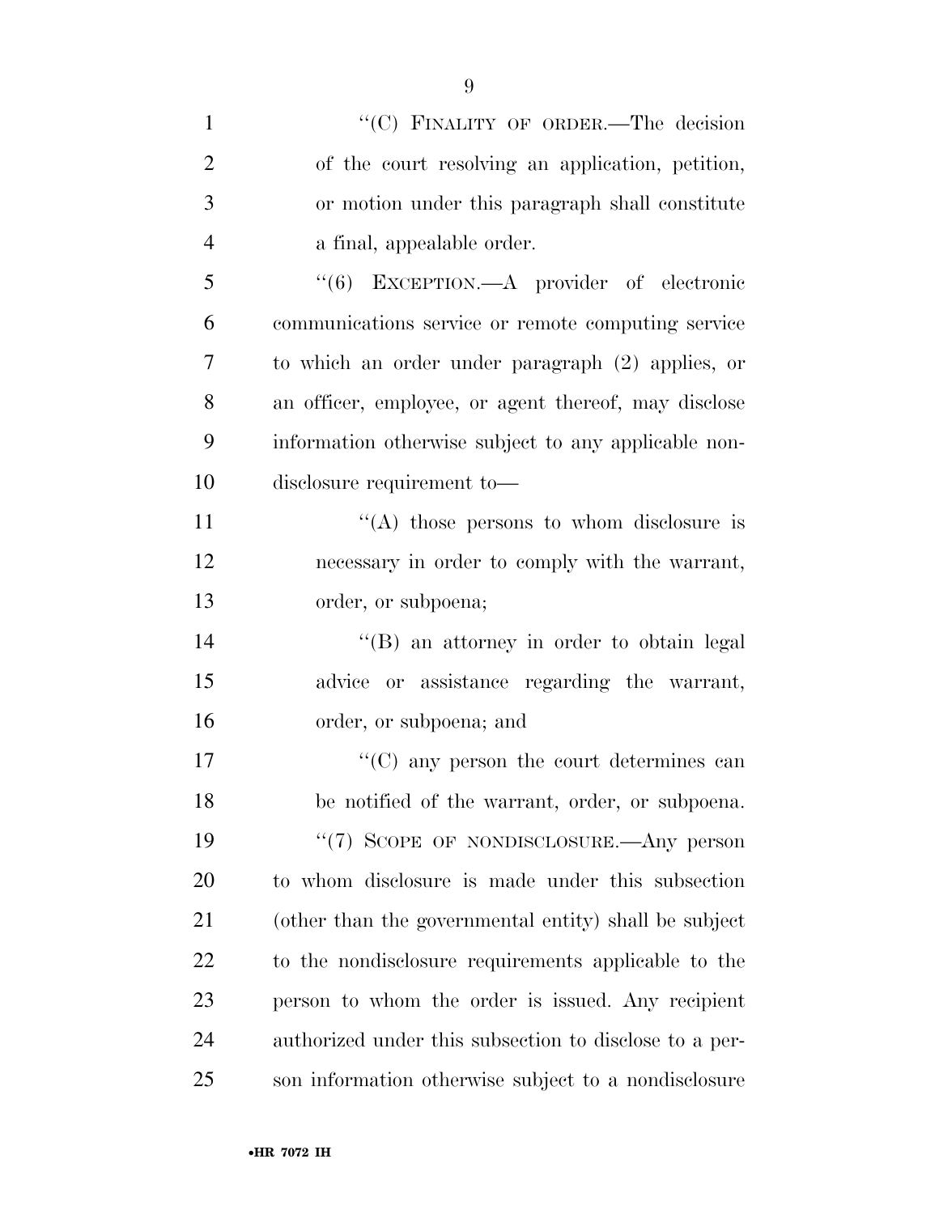''(C) FINALITY OF ORDER.—The decision of the court resolving an application, petition, or motion under this paragraph shall constitute a final, appealable order.

''(6) EXCEPTION.—A provider of electronic communications service or remote computing service to which an order under paragraph (2) applies, or an officer, employee, or agent thereof, may disclose information otherwise subject to any applicable nondisclosure requirement to—

''(A) those persons to whom disclosure is necessary in order to comply with the warrant, order, or subpoena;

''(B) an attorney in order to obtain legal advice or assistance regarding the warrant, order, or subpoena; and

''(C) any person the court determines can be notified of the warrant, order, or subpoena.

''(7) SCOPE OF NONDISCLOSURE.—Any person to whom disclosure is made under this subsection (other than the governmental entity) shall be subject to the nondisclosure requirements applicable to the person to whom the order is issued. Any recipient authorized under this subsection to disclose to a person information otherwise subject to a nondisclosure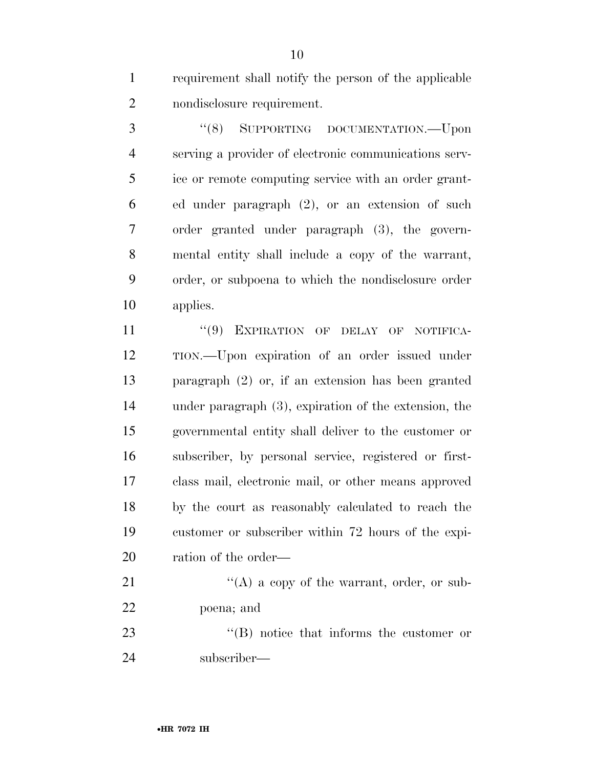requirement shall notify the person of the applicable nondisclosure requirement.

"(8) SUPPORTING DOCUMENTATION.—Upon serving a provider of electronic communications service or remote computing service with an order granted under paragraph (2), or an extension of such order granted under paragraph (3), the governmental entity shall include a copy of the warrant, order, or subpoena to which the nondisclosure order applies.

"(9) EXPIRATION OF DELAY OF NOTIFICATION.—Upon expiration of an order issued under paragraph (2) or, if an extension has been granted under paragraph (3), expiration of the extension, the governmental entity shall deliver to the customer or subscriber, by personal service, registered or first-class mail, electronic mail, or other means approved by the court as reasonably calculated to reach the customer or subscriber within 72 hours of the expiration of the order—

"(A) a copy of the warrant, order, or subpoena; and

"(B) notice that informs the customer or subscriber—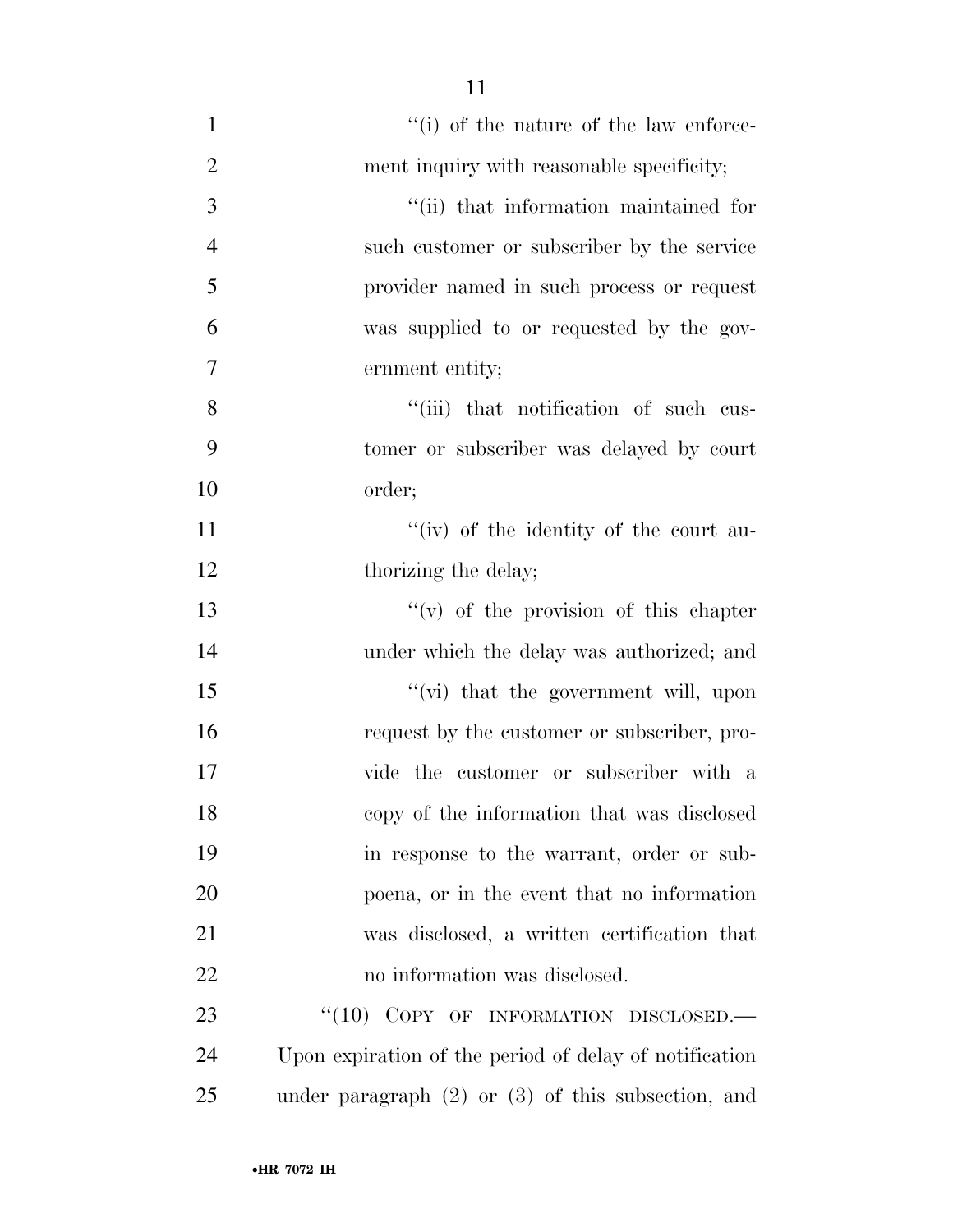''(i) of the nature of the law enforcement inquiry with reasonable specificity;

''(ii) that information maintained for such customer or subscriber by the service provider named in such process or request was supplied to or requested by the government entity;

''(iii) that notification of such customer or subscriber was delayed by court order;

''(iv) of the identity of the court authorizing the delay;

''(v) of the provision of this chapter under which the delay was authorized; and

''(vi) that the government will, upon request by the customer or subscriber, provide the customer or subscriber with a copy of the information that was disclosed in response to the warrant, order or subpoena, or in the event that no information was disclosed, a written certification that no information was disclosed.

''(10) COPY OF INFORMATION DISCLOSED.—Upon expiration of the period of delay of notification under paragraph (2) or (3) of this subsection, and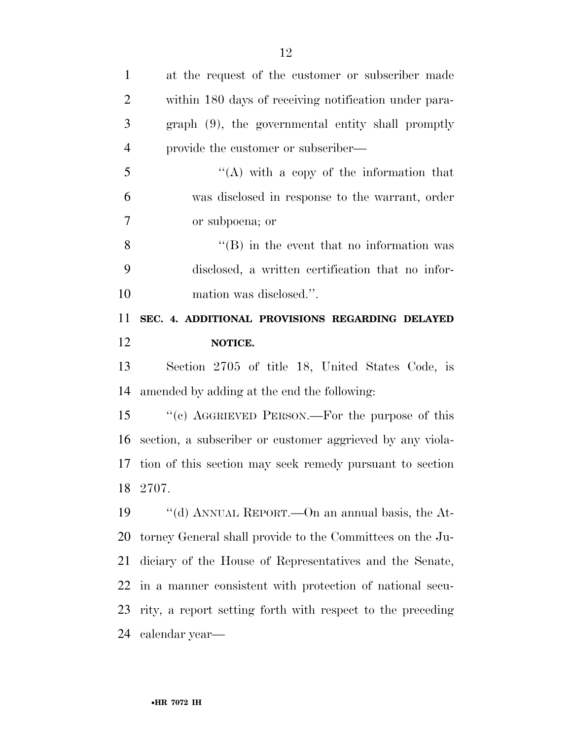at the request of the customer or subscriber made within 180 days of receiving notification under paragraph (9), the governmental entity shall promptly provide the customer or subscriber—

''(A) with a copy of the information that was disclosed in response to the warrant, order or subpoena; or

''(B) in the event that no information was disclosed, a written certification that no information was disclosed.''.

**SEC. 4. ADDITIONAL PROVISIONS REGARDING DELAYED NOTICE.**

Section 2705 of title 18, United States Code, is amended by adding at the end the following:

''(c) AGGRIEVED PERSON.—For the purpose of this section, a subscriber or customer aggrieved by any violation of this section may seek remedy pursuant to section 2707.

''(d) ANNUAL REPORT.—On an annual basis, the Attorney General shall provide to the Committees on the Judiciary of the House of Representatives and the Senate, in a manner consistent with protection of national security, a report setting forth with respect to the preceding calendar year—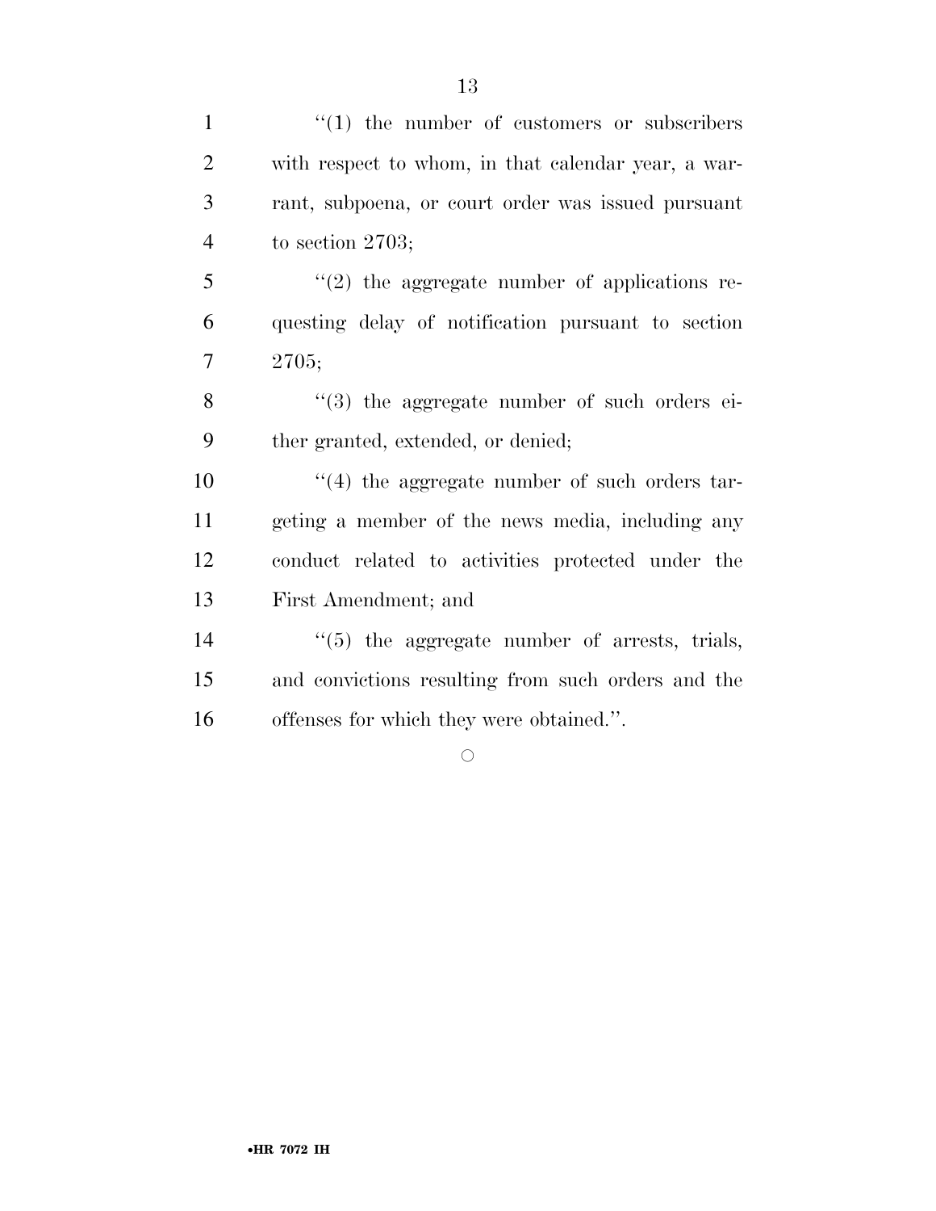''(1) the number of customers or subscribers with respect to whom, in that calendar year, a warrant, subpoena, or court order was issued pursuant to section 2703;

''(2) the aggregate number of applications requesting delay of notification pursuant to section 2705;

''(3) the aggregate number of such orders either granted, extended, or denied;

''(4) the aggregate number of such orders targeting a member of the news media, including any conduct related to activities protected under the First Amendment; and

''(5) the aggregate number of arrests, trials, and convictions resulting from such orders and the offenses for which they were obtained.''.

○